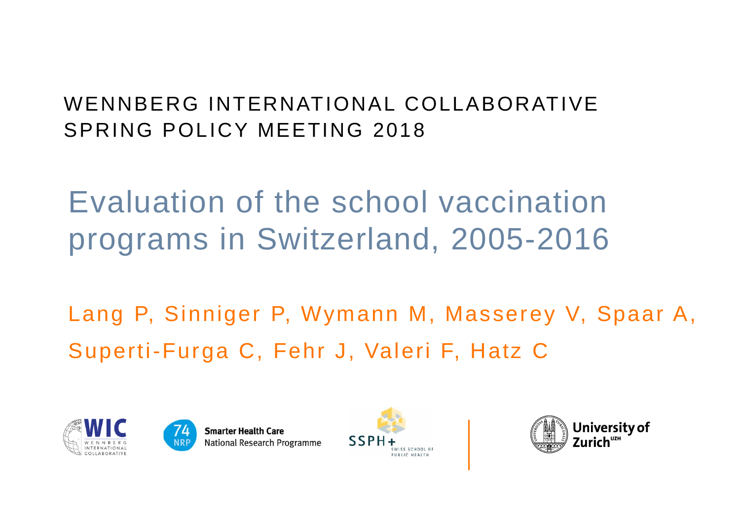WENNBERG INTERNATIONAL COLLABORATIVE
SPRING POLICY MEETING 2018

# Evaluation of the school vaccination programs in Switzerland, 2005-2016

Lang P, Sinniger P, Wymann M, Masserey V, Spaar A, Superti-Furga C, Fehr J, Valeri F, Hatz C

WIC WENNBERG INTERNATIONAL COLLABORATIVE

74 NRP Smarter Health Care National Research Programme

SSPH+ SWISS SCHOOL OF PUBLIC HEALTH

University of Zurich[UZH]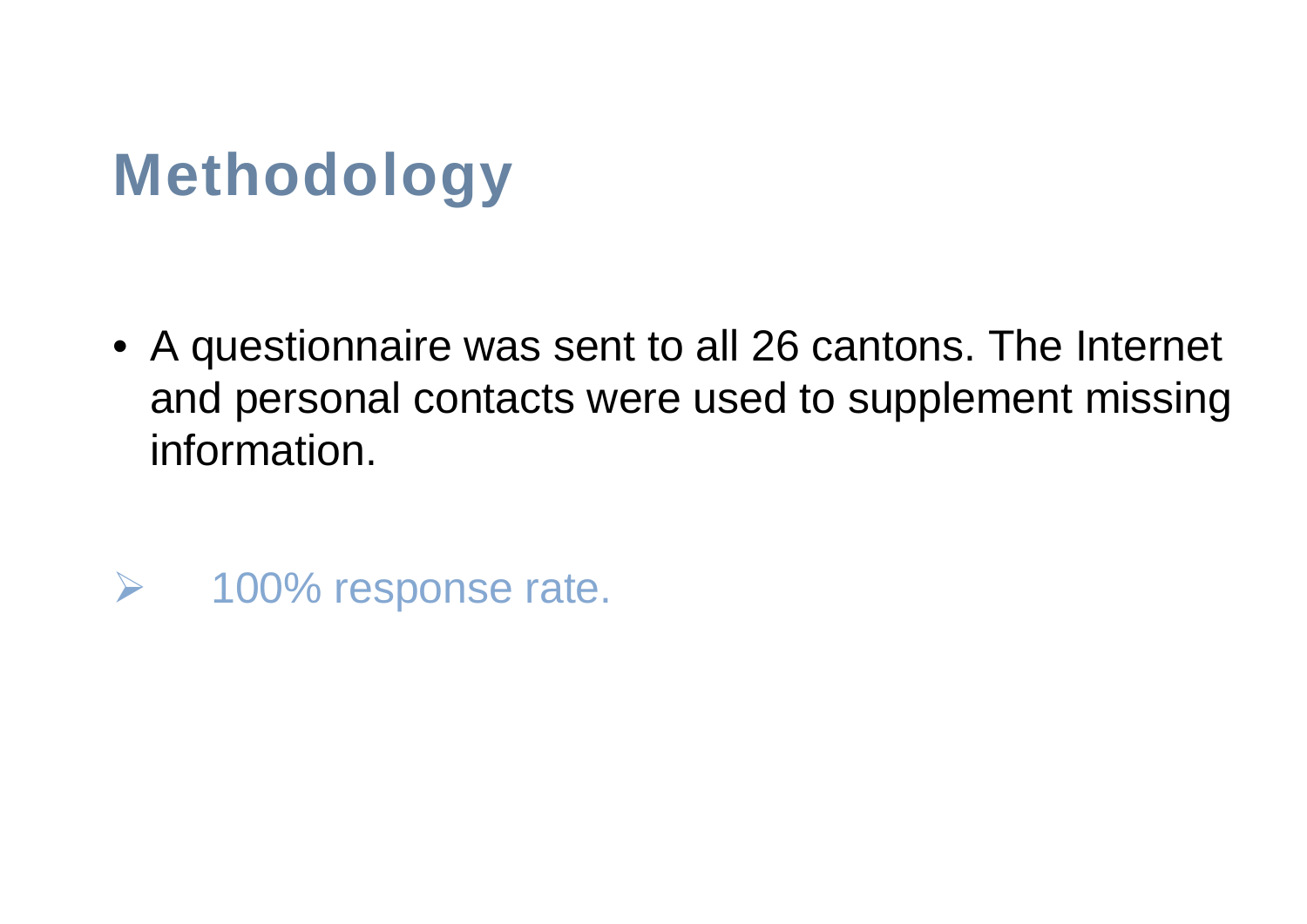# Methodology

- A questionnaire was sent to all 26 cantons. The Internet and personal contacts were used to supplement missing information.

➢ 100% response rate.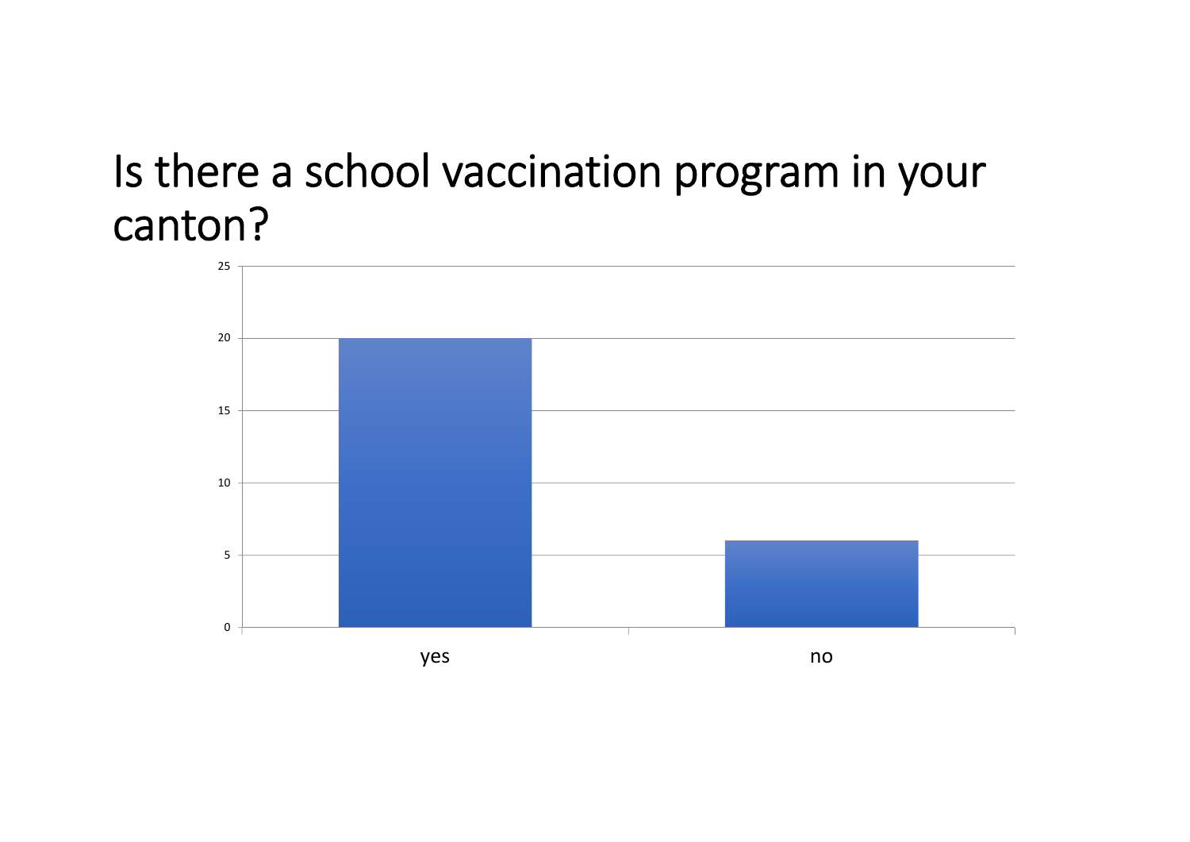# Is there a school vaccination program in your canton?

| Response | Count |
| --- | --- |
| yes | 20 |
| no | 6 |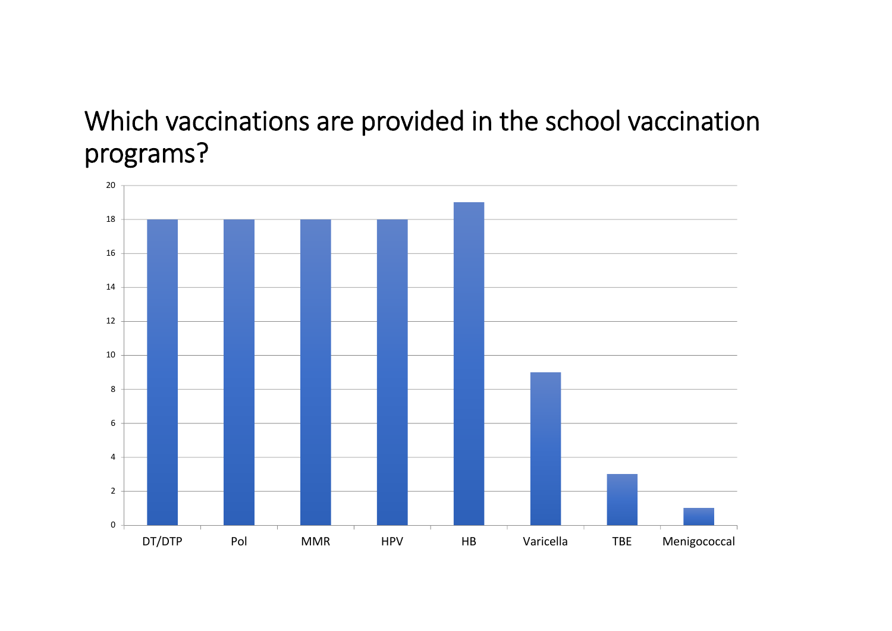# Which vaccinations are provided in the school vaccination programs?

| Vaccination | Count |
|---|---|
| DT/DTP | 18 |
| Pol | 18 |
| MMR | 18 |
| HPV | 18 |
| HB | 19 |
| Varicella | 9 |
| TBE | 3 |
| Menigococcal | 1 |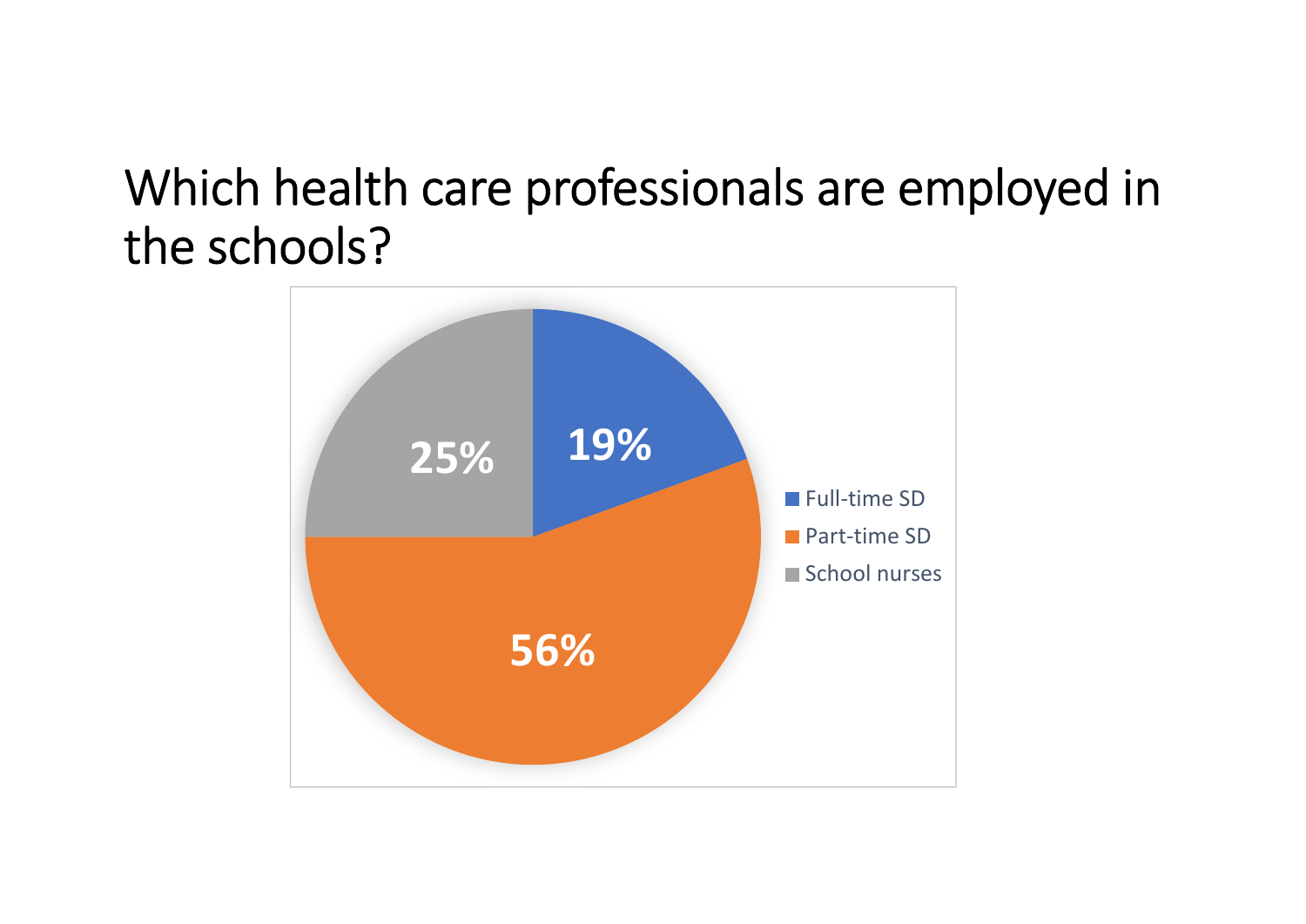# Which health care professionals are employed in the schools?

| Category | Percentage |
|---|---|
| Full-time SD | 19% |
| Part-time SD | 56% |
| School nurses | 25% |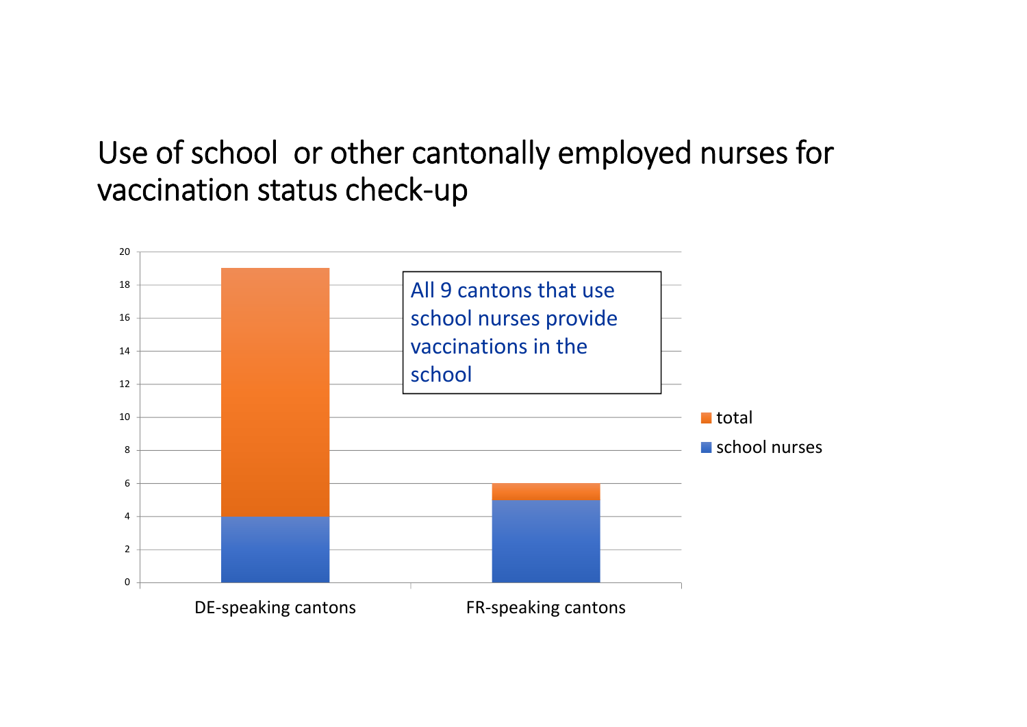# Use of school or other cantonally employed nurses for vaccination status check-up

| | school nurses | total |
| --- | --- | --- |
| DE-speaking cantons | 4 | 19 |
| FR-speaking cantons | 5 | 6 |

All 9 cantons that use school nurses provide vaccinations in the school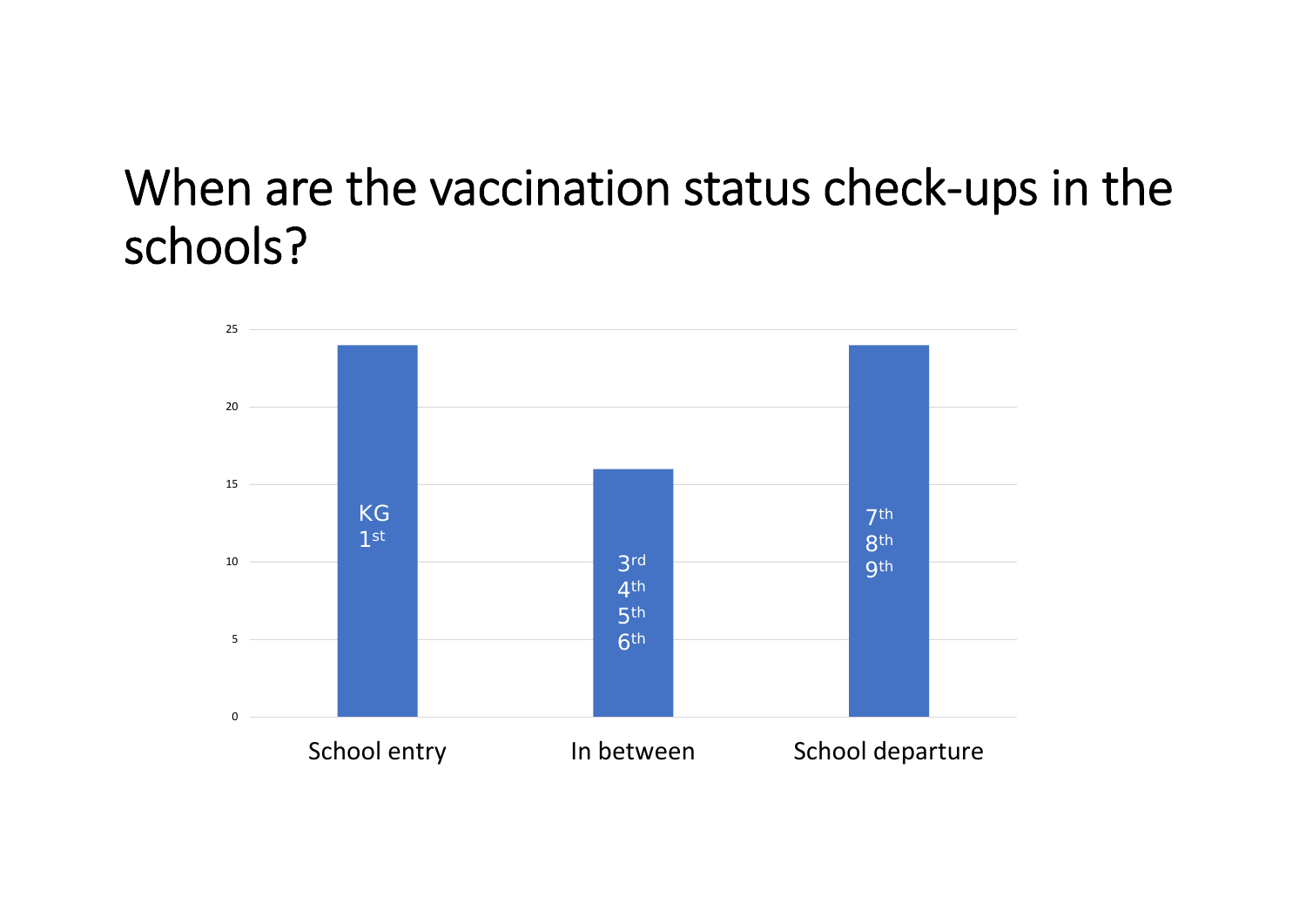# When are the vaccination status check-ups in the schools?

| | School entry | In between | School departure |
|---|---|---|---|
| Value | 24 | 16 | 24 |
| Grades | KG, 1st | 3rd, 4th, 5th, 6th | 7th, 8th, 9th |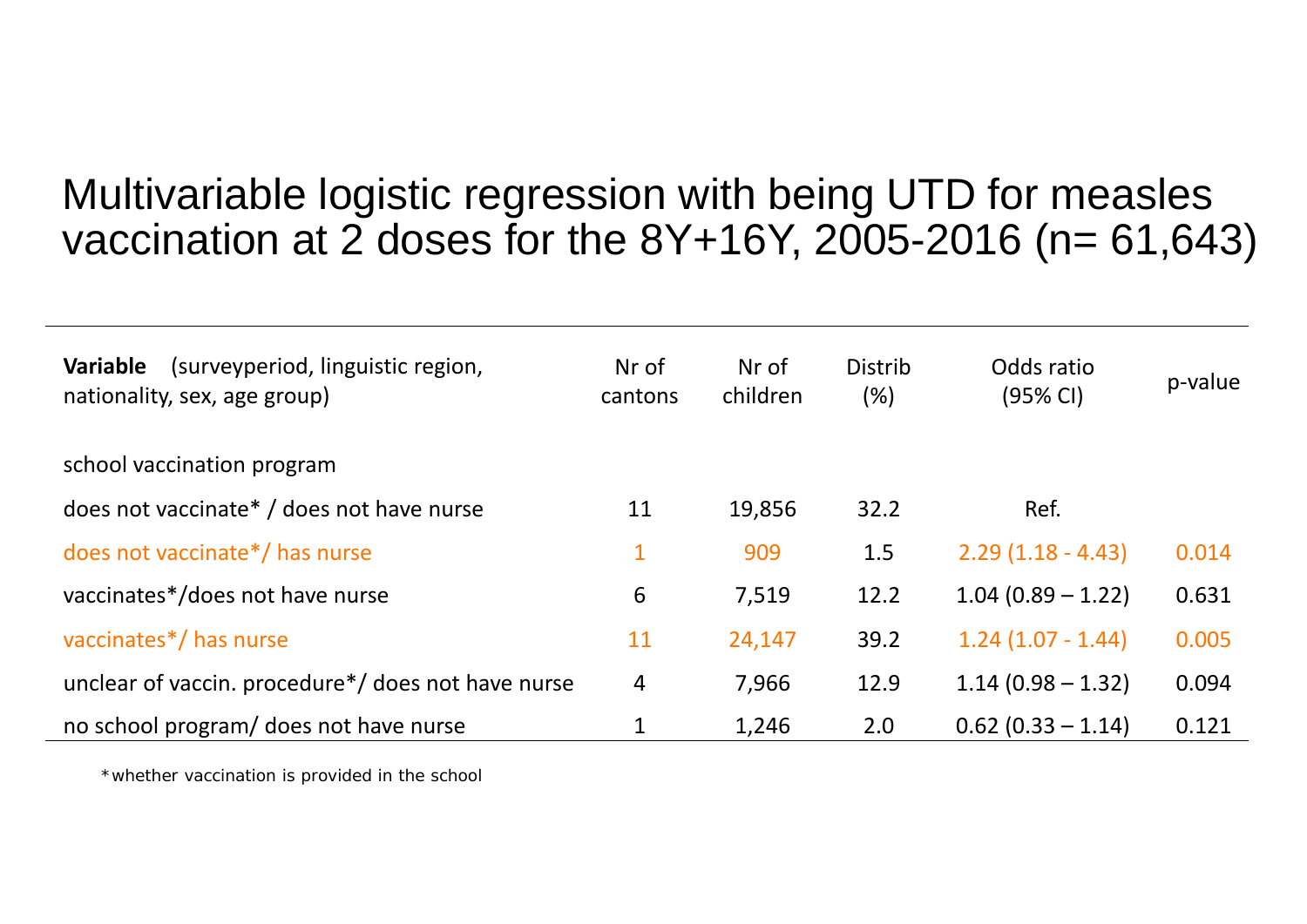# Multivariable logistic regression with being UTD for measles vaccination at 2 doses for the 8Y+16Y, 2005-2016 (n= 61,643)

| **Variable** (surveyperiod, linguistic region, nationality, sex, age group) | Nr of cantons | Nr of children | Distrib (%) | Odds ratio (95% CI) | p-value |
|---|---|---|---|---|---|
| school vaccination program | | | | | |
| does not vaccinate* / does not have nurse | 11 | 19,856 | 32.2 | Ref. | |
| does not vaccinate*/ has nurse | 1 | 909 | 1.5 | 2.29 (1.18 - 4.43) | 0.014 |
| vaccinates*/does not have nurse | 6 | 7,519 | 12.2 | 1.04 (0.89 – 1.22) | 0.631 |
| vaccinates*/ has nurse | 11 | 24,147 | 39.2 | 1.24 (1.07 - 1.44) | 0.005 |
| unclear of vaccin. procedure*/ does not have nurse | 4 | 7,966 | 12.9 | 1.14 (0.98 – 1.32) | 0.094 |
| no school program/ does not have nurse | 1 | 1,246 | 2.0 | 0.62 (0.33 – 1.14) | 0.121 |

*whether vaccination is provided in the school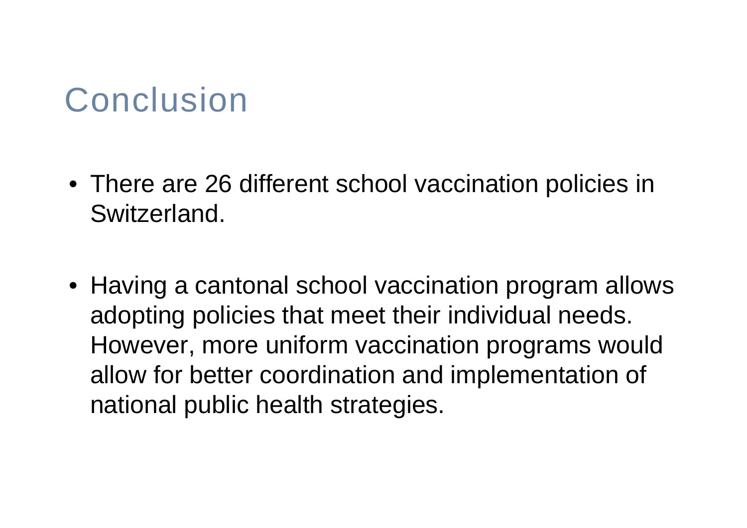# Conclusion

- There are 26 different school vaccination policies in Switzerland.

- Having a cantonal school vaccination program allows adopting policies that meet their individual needs. However, more uniform vaccination programs would allow for better coordination and implementation of national public health strategies.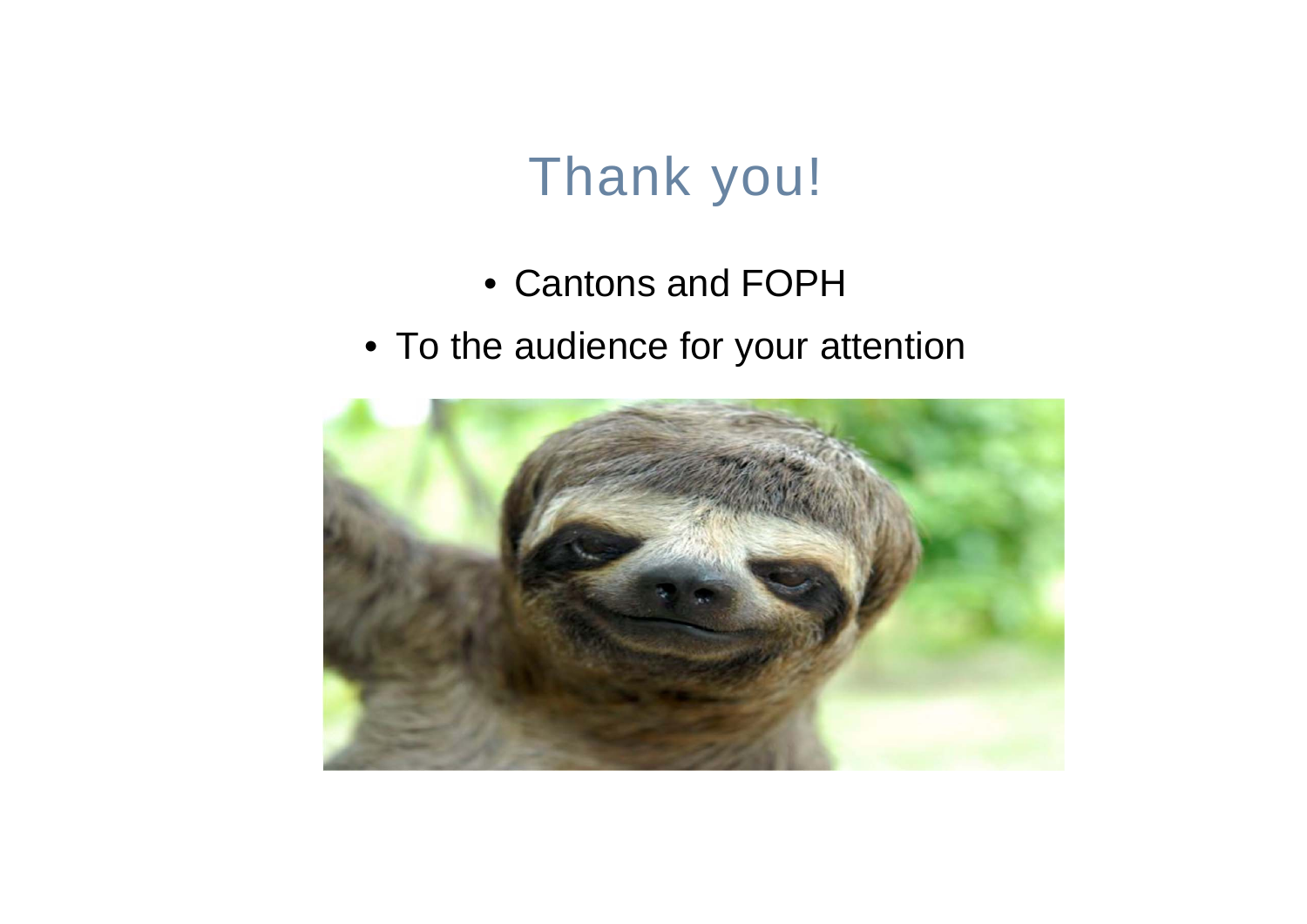# Thank you!

- Cantons and FOPH
- To the audience for your attention